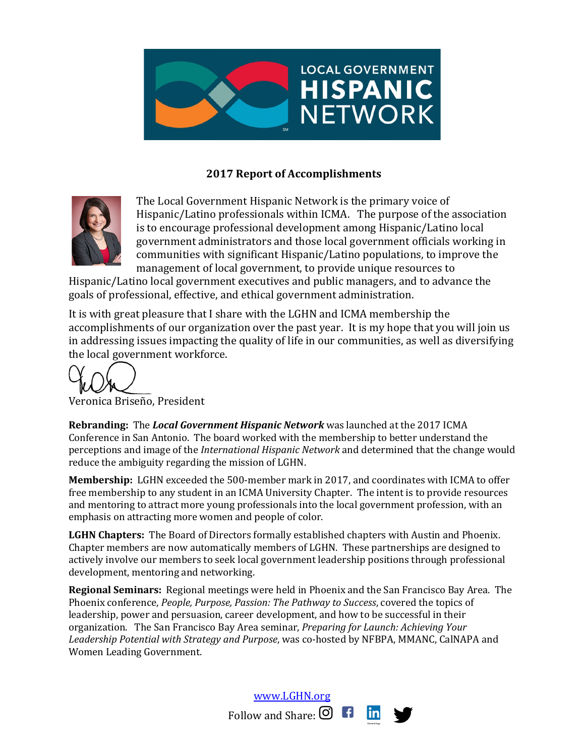LOCAL GOVERNMENT HISPANIC NETWORK

# 2017 Report of Accomplishments

The Local Government Hispanic Network is the primary voice of Hispanic/Latino professionals within ICMA. The purpose of the association is to encourage professional development among Hispanic/Latino local government administrators and those local government officials working in communities with significant Hispanic/Latino populations, to improve the management of local government, to provide unique resources to Hispanic/Latino local government executives and public managers, and to advance the goals of professional, effective, and ethical government administration.

It is with great pleasure that I share with the LGHN and ICMA membership the accomplishments of our organization over the past year. It is my hope that you will join us in addressing issues impacting the quality of life in our communities, as well as diversifying the local government workforce.

Veronica Briseño, President

**Rebranding:** The ***Local Government Hispanic Network*** was launched at the 2017 ICMA Conference in San Antonio. The board worked with the membership to better understand the perceptions and image of the *International Hispanic Network* and determined that the change would reduce the ambiguity regarding the mission of LGHN.

**Membership:** LGHN exceeded the 500-member mark in 2017, and coordinates with ICMA to offer free membership to any student in an ICMA University Chapter. The intent is to provide resources and mentoring to attract more young professionals into the local government profession, with an emphasis on attracting more women and people of color.

**LGHN Chapters:** The Board of Directors formally established chapters with Austin and Phoenix. Chapter members are now automatically members of LGHN. These partnerships are designed to actively involve our members to seek local government leadership positions through professional development, mentoring and networking.

**Regional Seminars:** Regional meetings were held in Phoenix and the San Francisco Bay Area. The Phoenix conference, *People, Purpose, Passion: The Pathway to Success*, covered the topics of leadership, power and persuasion, career development, and how to be successful in their organization. The San Francisco Bay Area seminar, *Preparing for Launch: Achieving Your Leadership Potential with Strategy and Purpose*, was co-hosted by NFBPA, MMANC, CalNAPA and Women Leading Government.

www.LGHN.org

Follow and Share: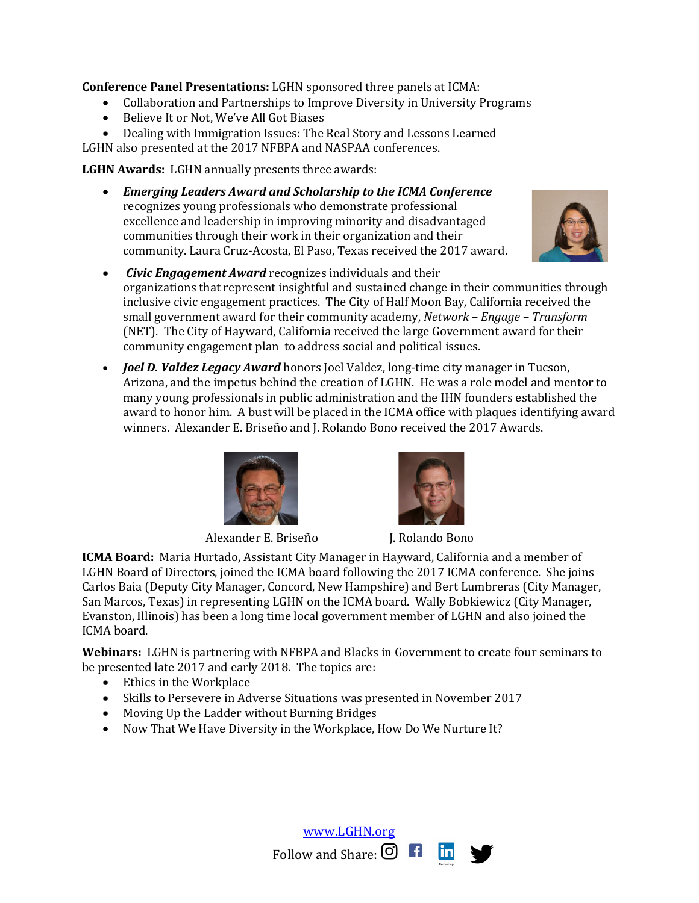**Conference Panel Presentations:** LGHN sponsored three panels at ICMA:

- Collaboration and Partnerships to Improve Diversity in University Programs
- Believe It or Not, We've All Got Biases
- Dealing with Immigration Issues: The Real Story and Lessons Learned

LGHN also presented at the 2017 NFBPA and NASPAA conferences.

**LGHN Awards:** LGHN annually presents three awards:

- ***Emerging Leaders Award and Scholarship to the ICMA Conference*** recognizes young professionals who demonstrate professional excellence and leadership in improving minority and disadvantaged communities through their work in their organization and their community. Laura Cruz-Acosta, El Paso, Texas received the 2017 award.
- ***Civic Engagement Award*** recognizes individuals and their organizations that represent insightful and sustained change in their communities through inclusive civic engagement practices. The City of Half Moon Bay, California received the small government award for their community academy, *Network – Engage – Transform* (NET). The City of Hayward, California received the large Government award for their community engagement plan to address social and political issues.
- ***Joel D. Valdez Legacy Award*** honors Joel Valdez, long-time city manager in Tucson, Arizona, and the impetus behind the creation of LGHN. He was a role model and mentor to many young professionals in public administration and the IHN founders established the award to honor him. A bust will be placed in the ICMA office with plaques identifying award winners. Alexander E. Briseño and J. Rolando Bono received the 2017 Awards.

Alexander E. Briseño

J. Rolando Bono

**ICMA Board:** Maria Hurtado, Assistant City Manager in Hayward, California and a member of LGHN Board of Directors, joined the ICMA board following the 2017 ICMA conference. She joins Carlos Baia (Deputy City Manager, Concord, New Hampshire) and Bert Lumbreras (City Manager, San Marcos, Texas) in representing LGHN on the ICMA board. Wally Bobkiewicz (City Manager, Evanston, Illinois) has been a long time local government member of LGHN and also joined the ICMA board.

**Webinars:** LGHN is partnering with NFBPA and Blacks in Government to create four seminars to be presented late 2017 and early 2018. The topics are:

- Ethics in the Workplace
- Skills to Persevere in Adverse Situations was presented in November 2017
- Moving Up the Ladder without Burning Bridges
- Now That We Have Diversity in the Workplace, How Do We Nurture It?

[www.LGHN.org](http://www.LGHN.org)

Follow and Share: